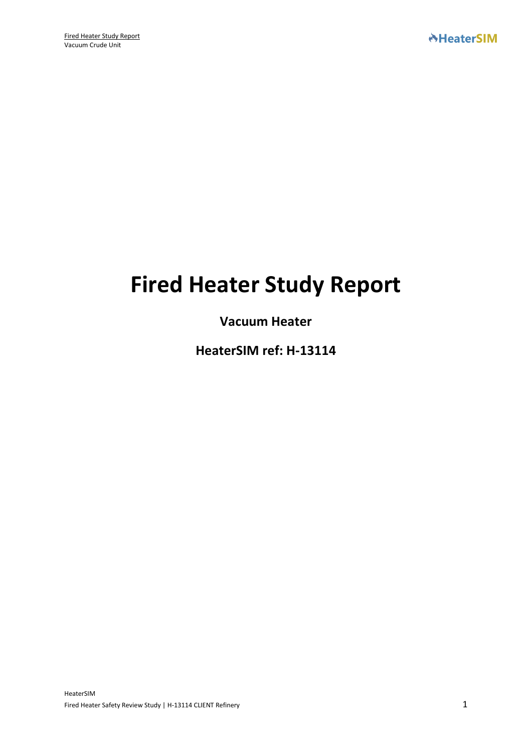# Fired Heater Study Report

**Vacuum Heater**

**HeaterSIM ref: H-13114**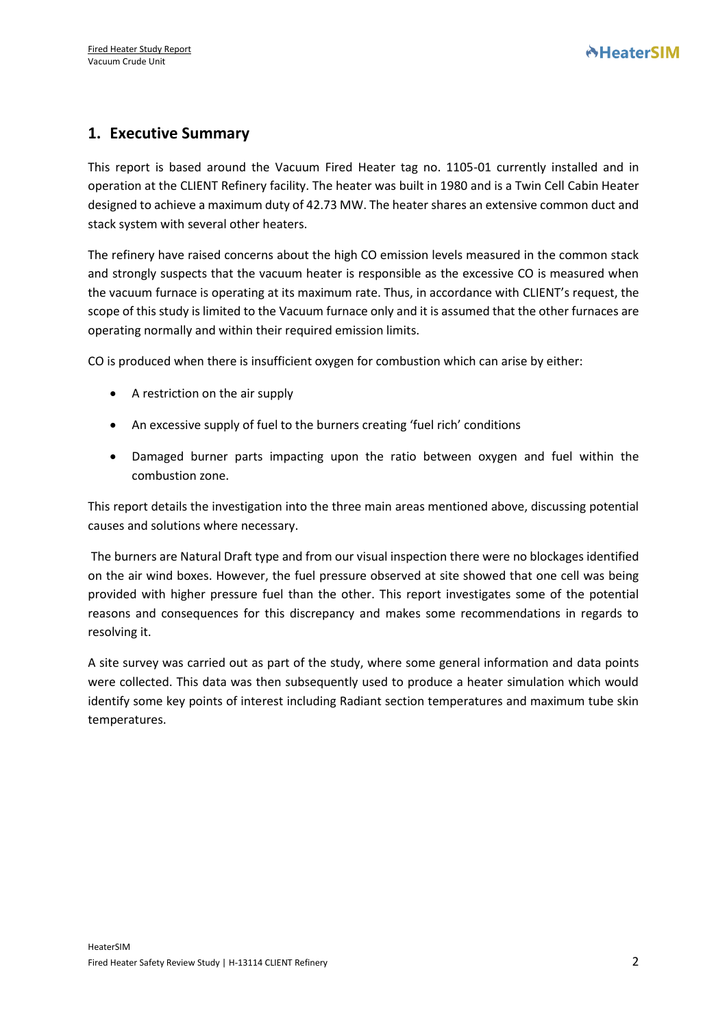## 1. Executive Summary

This report is based around the Vacuum Fired Heater tag no. 1105-01 currently installed and in operation at the CLIENT Refinery facility. The heater was built in 1980 and is a Twin Cell Cabin Heater designed to achieve a maximum duty of 42.73 MW. The heater shares an extensive common duct and stack system with several other heaters.

The refinery have raised concerns about the high CO emission levels measured in the common stack and strongly suspects that the vacuum heater is responsible as the excessive CO is measured when the vacuum furnace is operating at its maximum rate. Thus, in accordance with CLIENT's request, the scope of this study is limited to the Vacuum furnace only and it is assumed that the other furnaces are operating normally and within their required emission limits.

CO is produced when there is insufficient oxygen for combustion which can arise by either:

- A restriction on the air supply
- An excessive supply of fuel to the burners creating 'fuel rich' conditions
- Damaged burner parts impacting upon the ratio between oxygen and fuel within the combustion zone.

This report details the investigation into the three main areas mentioned above, discussing potential causes and solutions where necessary.

The burners are Natural Draft type and from our visual inspection there were no blockages identified on the air wind boxes. However, the fuel pressure observed at site showed that one cell was being provided with higher pressure fuel than the other. This report investigates some of the potential reasons and consequences for this discrepancy and makes some recommendations in regards to resolving it.

A site survey was carried out as part of the study, where some general information and data points were collected. This data was then subsequently used to produce a heater simulation which would identify some key points of interest including Radiant section temperatures and maximum tube skin temperatures.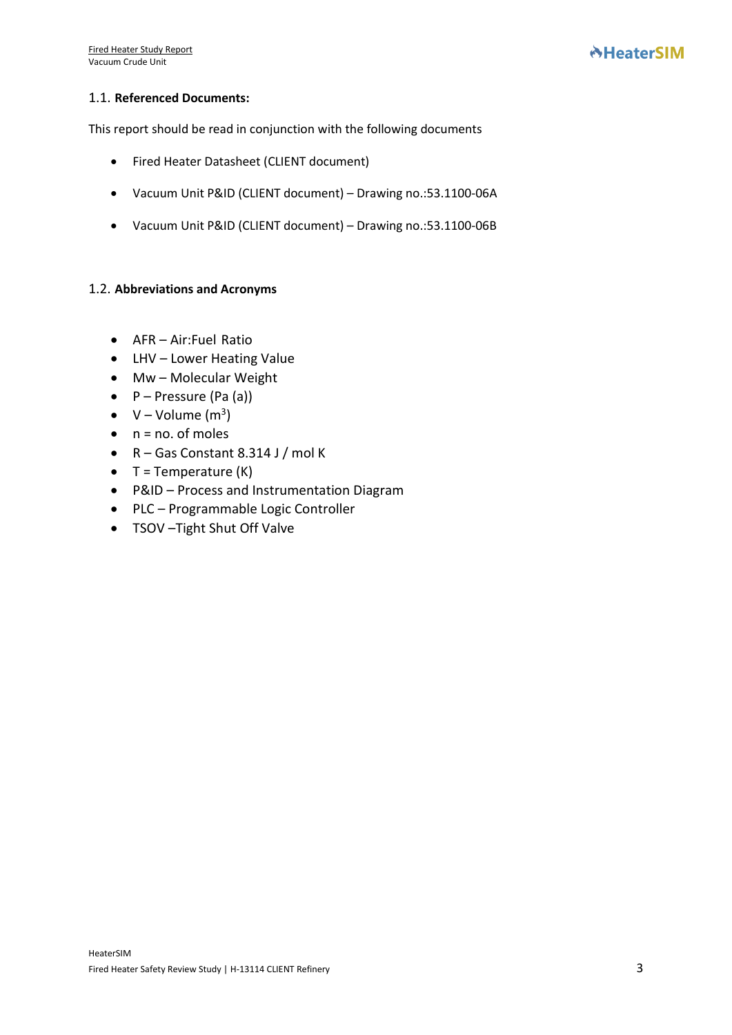## 1.1. Referenced Documents:

This report should be read in conjunction with the following documents

- Fired Heater Datasheet (CLIENT document)
- Vacuum Unit P&ID (CLIENT document) – Drawing no.:53.1100-06A
- Vacuum Unit P&ID (CLIENT document) – Drawing no.:53.1100-06B

## 1.2. Abbreviations and Acronyms

- AFR – Air:Fuel Ratio
- LHV – Lower Heating Value
- Mw – Molecular Weight
- P – Pressure (Pa (a))
- V – Volume ($m^3$)
- n = no. of moles
- R – Gas Constant 8.314 J / mol K
- T = Temperature (K)
- P&ID – Process and Instrumentation Diagram
- PLC – Programmable Logic Controller
- TSOV –Tight Shut Off Valve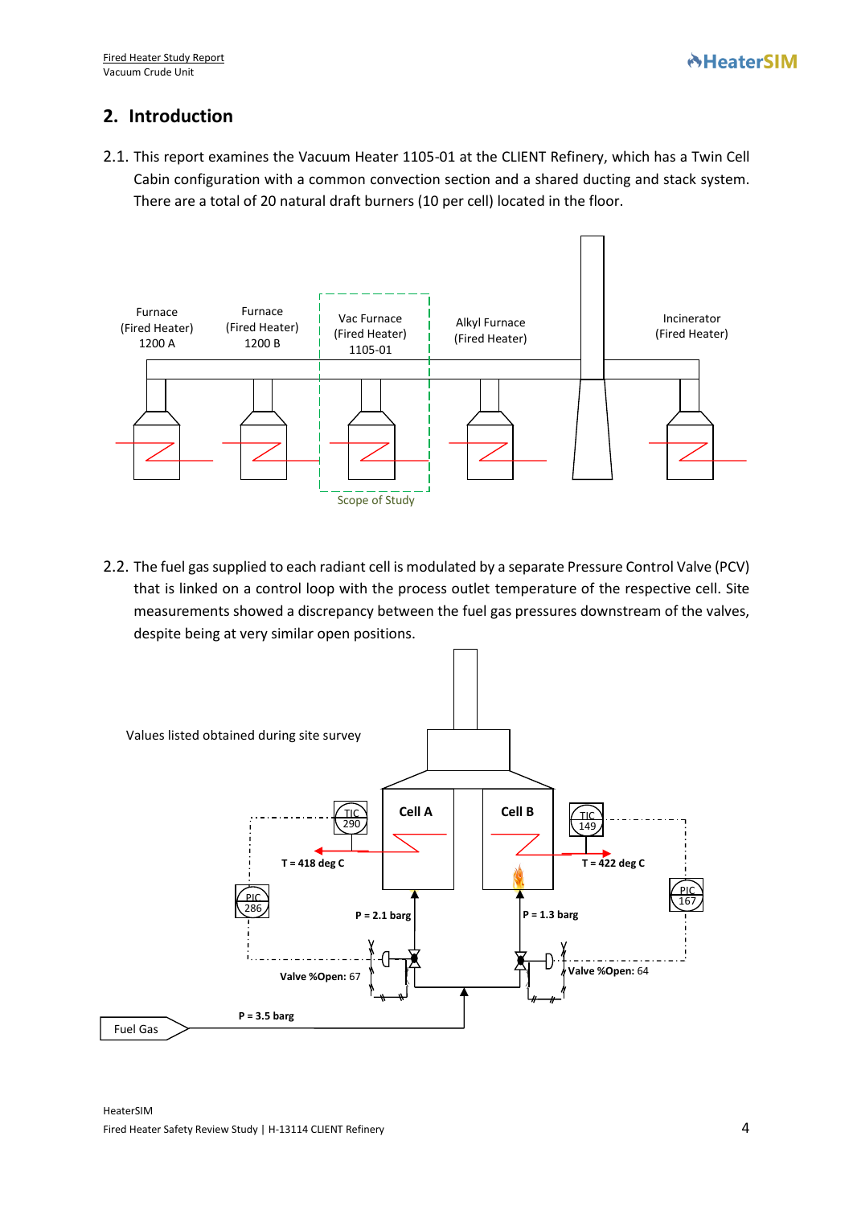## 2. Introduction

2.1. This report examines the Vacuum Heater 1105-01 at the CLIENT Refinery, which has a Twin Cell Cabin configuration with a common convection section and a shared ducting and stack system. There are a total of 20 natural draft burners (10 per cell) located in the floor.

Furnace (Fired Heater) 1200 A

Furnace (Fired Heater) 1200 B

Vac Furnace (Fired Heater) 1105-01

Alkyl Furnace (Fired Heater)

Incinerator (Fired Heater)

Scope of Study

2.2. The fuel gas supplied to each radiant cell is modulated by a separate Pressure Control Valve (PCV) that is linked on a control loop with the process outlet temperature of the respective cell. Site measurements showed a discrepancy between the fuel gas pressures downstream of the valves, despite being at very similar open positions.

Values listed obtained during site survey

Cell A

Cell B

TIC 290

TIC 149

T = 418 deg C

T = 422 deg C

PIC 286

PIC 167

P = 2.1 barg

P = 1.3 barg

Valve %Open: 67

Valve %Open: 64

P = 3.5 barg

Fuel Gas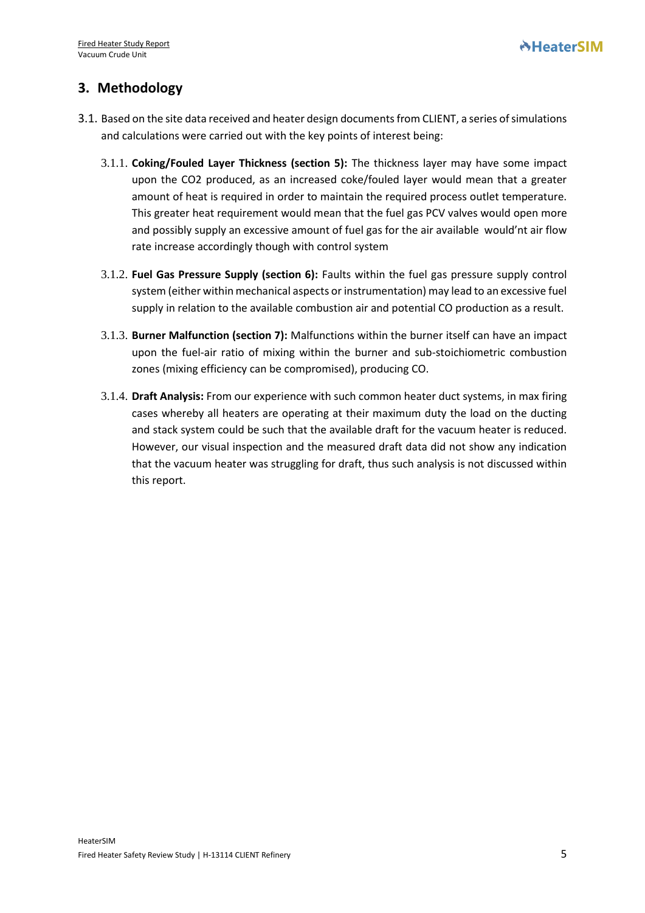## 3. Methodology

3.1. Based on the site data received and heater design documents from CLIENT, a series of simulations and calculations were carried out with the key points of interest being:

3.1.1. **Coking/Fouled Layer Thickness (section 5):** The thickness layer may have some impact upon the $CO_2$ produced, as an increased coke/fouled layer would mean that a greater amount of heat is required in order to maintain the required process outlet temperature. This greater heat requirement would mean that the fuel gas PCV valves would open more and possibly supply an excessive amount of fuel gas for the air available would'nt air flow rate increase accordingly though with control system

3.1.2. **Fuel Gas Pressure Supply (section 6):** Faults within the fuel gas pressure supply control system (either within mechanical aspects or instrumentation) may lead to an excessive fuel supply in relation to the available combustion air and potential CO production as a result.

3.1.3. **Burner Malfunction (section 7):** Malfunctions within the burner itself can have an impact upon the fuel-air ratio of mixing within the burner and sub-stoichiometric combustion zones (mixing efficiency can be compromised), producing CO.

3.1.4. **Draft Analysis:** From our experience with such common heater duct systems, in max firing cases whereby all heaters are operating at their maximum duty the load on the ducting and stack system could be such that the available draft for the vacuum heater is reduced. However, our visual inspection and the measured draft data did not show any indication that the vacuum heater was struggling for draft, thus such analysis is not discussed within this report.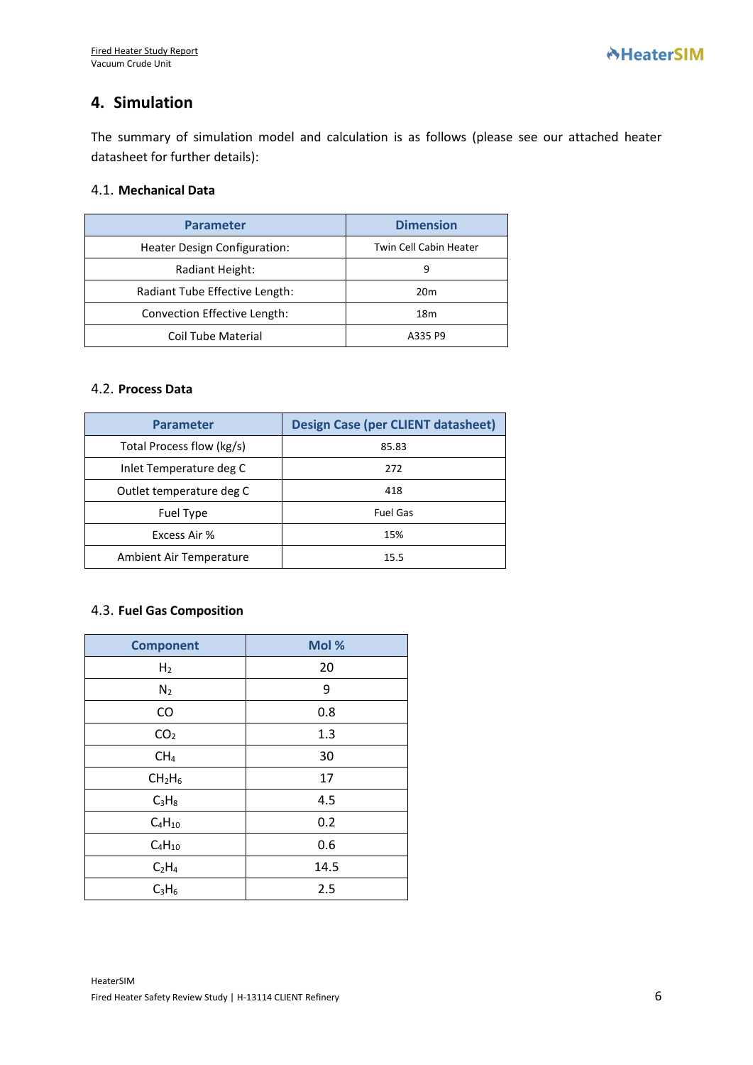## 4. Simulation

The summary of simulation model and calculation is as follows (please see our attached heater datasheet for further details):

### 4.1. Mechanical Data

| Parameter | Dimension |
| --- | --- |
| Heater Design Configuration: | Twin Cell Cabin Heater |
| Radiant Height: | 9 |
| Radiant Tube Effective Length: | 20m |
| Convection Effective Length: | 18m |
| Coil Tube Material | A335 P9 |

### 4.2. Process Data

| Parameter | Design Case (per CLIENT datasheet) |
| --- | --- |
| Total Process flow (kg/s) | 85.83 |
| Inlet Temperature deg C | 272 |
| Outlet temperature deg C | 418 |
| Fuel Type | Fuel Gas |
| Excess Air % | 15% |
| Ambient Air Temperature | 15.5 |

### 4.3. Fuel Gas Composition

| Component | Mol % |
| --- | --- |
| $H_2$ | 20 |
| $N_2$ | 9 |
| CO | 0.8 |
| $CO_2$ | 1.3 |
| $CH_4$ | 30 |
| $CH_2H_6$ | 17 |
| $C_3H_8$ | 4.5 |
| $C_4H_{10}$ | 0.2 |
| $C_4H_{10}$ | 0.6 |
| $C_2H_4$ | 14.5 |
| $C_3H_6$ | 2.5 |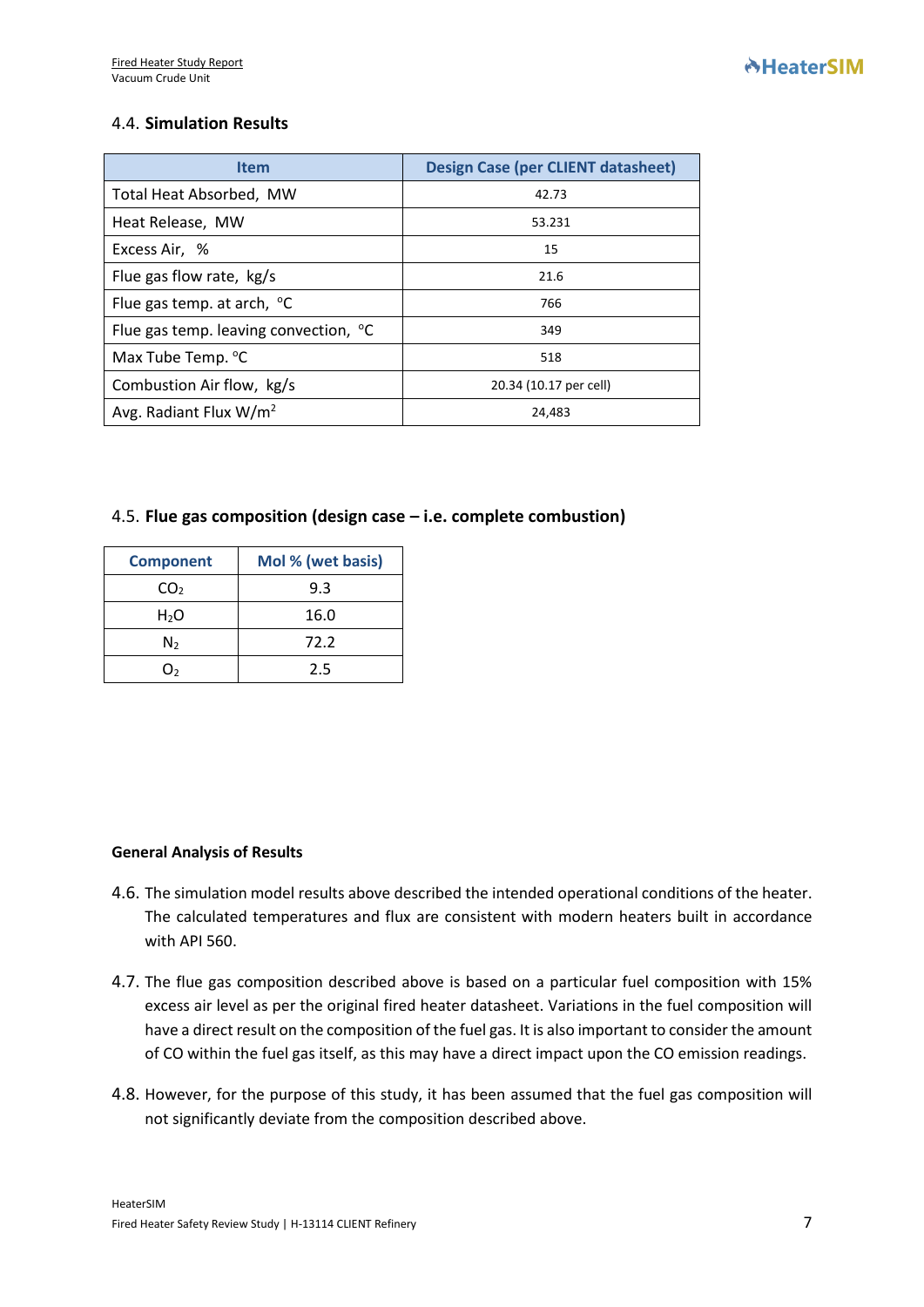### 4.4. **Simulation Results**

| Item | Design Case (per CLIENT datasheet) |
|---|---|
| Total Heat Absorbed, MW | 42.73 |
| Heat Release, MW | 53.231 |
| Excess Air, % | 15 |
| Flue gas flow rate, kg/s | 21.6 |
| Flue gas temp. at arch, °C | 766 |
| Flue gas temp. leaving convection, °C | 349 |
| Max Tube Temp. °C | 518 |
| Combustion Air flow, kg/s | 20.34 (10.17 per cell) |
| Avg. Radiant Flux W/m$^2$ | 24,483 |

### 4.5. **Flue gas composition (design case – i.e. complete combustion)**

| Component | Mol % (wet basis) |
|---|---|
| $CO_2$ | 9.3 |
| $H_2O$ | 16.0 |
| $N_2$ | 72.2 |
| $O_2$ | 2.5 |

**General Analysis of Results**

4.6. The simulation model results above described the intended operational conditions of the heater. The calculated temperatures and flux are consistent with modern heaters built in accordance with API 560.

4.7. The flue gas composition described above is based on a particular fuel composition with 15% excess air level as per the original fired heater datasheet. Variations in the fuel composition will have a direct result on the composition of the fuel gas. It is also important to consider the amount of CO within the fuel gas itself, as this may have a direct impact upon the CO emission readings.

4.8. However, for the purpose of this study, it has been assumed that the fuel gas composition will not significantly deviate from the composition described above.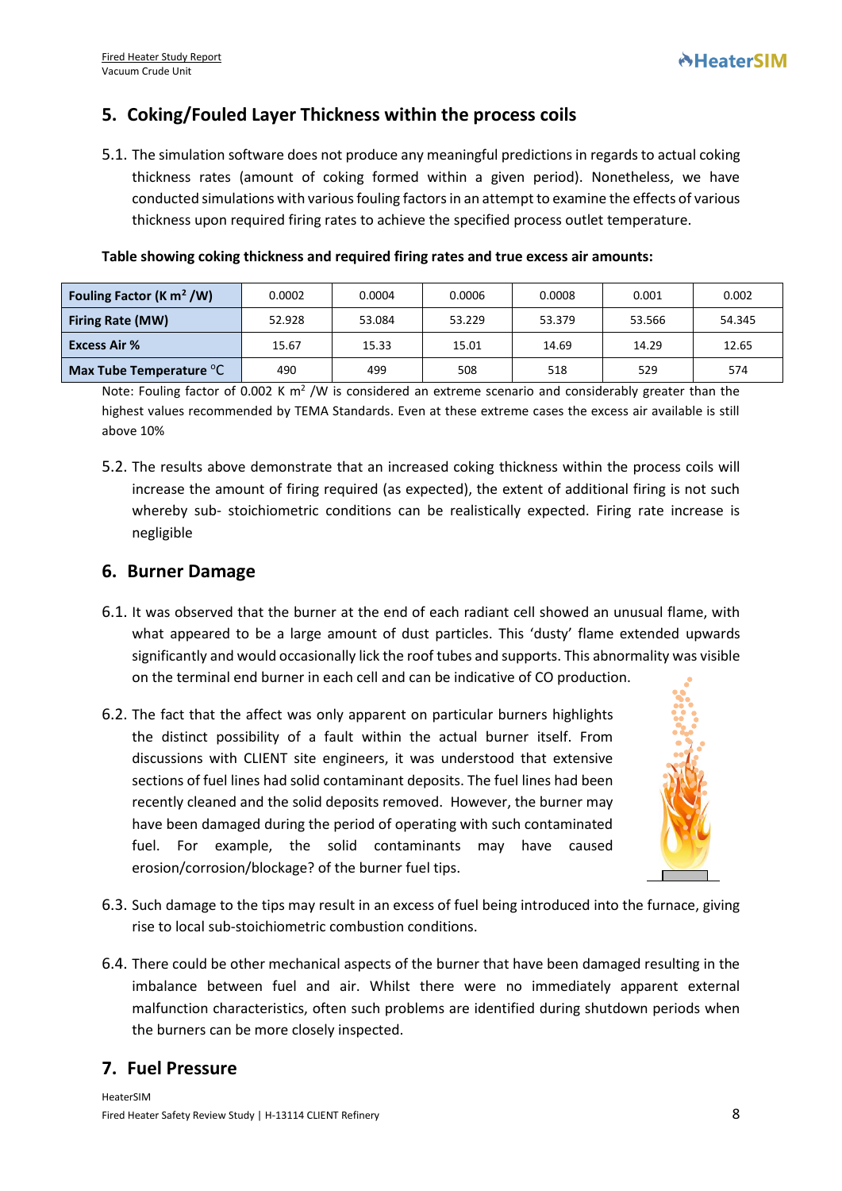## 5. Coking/Fouled Layer Thickness within the process coils

5.1. The simulation software does not produce any meaningful predictions in regards to actual coking thickness rates (amount of coking formed within a given period). Nonetheless, we have conducted simulations with various fouling factors in an attempt to examine the effects of various thickness upon required firing rates to achieve the specified process outlet temperature.

**Table showing coking thickness and required firing rates and true excess air amounts:**

| **Fouling Factor (K m$^2$ /W)** | 0.0002 | 0.0004 | 0.0006 | 0.0008 | 0.001 | 0.002 |
|---|---|---|---|---|---|---|
| **Firing Rate (MW)** | 52.928 | 53.084 | 53.229 | 53.379 | 53.566 | 54.345 |
| **Excess Air %** | 15.67 | 15.33 | 15.01 | 14.69 | 14.29 | 12.65 |
| **Max Tube Temperature** $^{o}$C | 490 | 499 | 508 | 518 | 529 | 574 |

Note: Fouling factor of 0.002 K m$^2$ /W is considered an extreme scenario and considerably greater than the highest values recommended by TEMA Standards. Even at these extreme cases the excess air available is still above 10%

5.2. The results above demonstrate that an increased coking thickness within the process coils will increase the amount of firing required (as expected), the extent of additional firing is not such whereby sub- stoichiometric conditions can be realistically expected. Firing rate increase is negligible

## 6. Burner Damage

6.1. It was observed that the burner at the end of each radiant cell showed an unusual flame, with what appeared to be a large amount of dust particles. This 'dusty' flame extended upwards significantly and would occasionally lick the roof tubes and supports. This abnormality was visible on the terminal end burner in each cell and can be indicative of CO production.

6.2. The fact that the affect was only apparent on particular burners highlights the distinct possibility of a fault within the actual burner itself. From discussions with CLIENT site engineers, it was understood that extensive sections of fuel lines had solid contaminant deposits. The fuel lines had been recently cleaned and the solid deposits removed. However, the burner may have been damaged during the period of operating with such contaminated fuel. For example, the solid contaminants may have caused erosion/corrosion/blockage? of the burner fuel tips.

6.3. Such damage to the tips may result in an excess of fuel being introduced into the furnace, giving rise to local sub-stoichiometric combustion conditions.

6.4. There could be other mechanical aspects of the burner that have been damaged resulting in the imbalance between fuel and air. Whilst there were no immediately apparent external malfunction characteristics, often such problems are identified during shutdown periods when the burners can be more closely inspected.

## 7. Fuel Pressure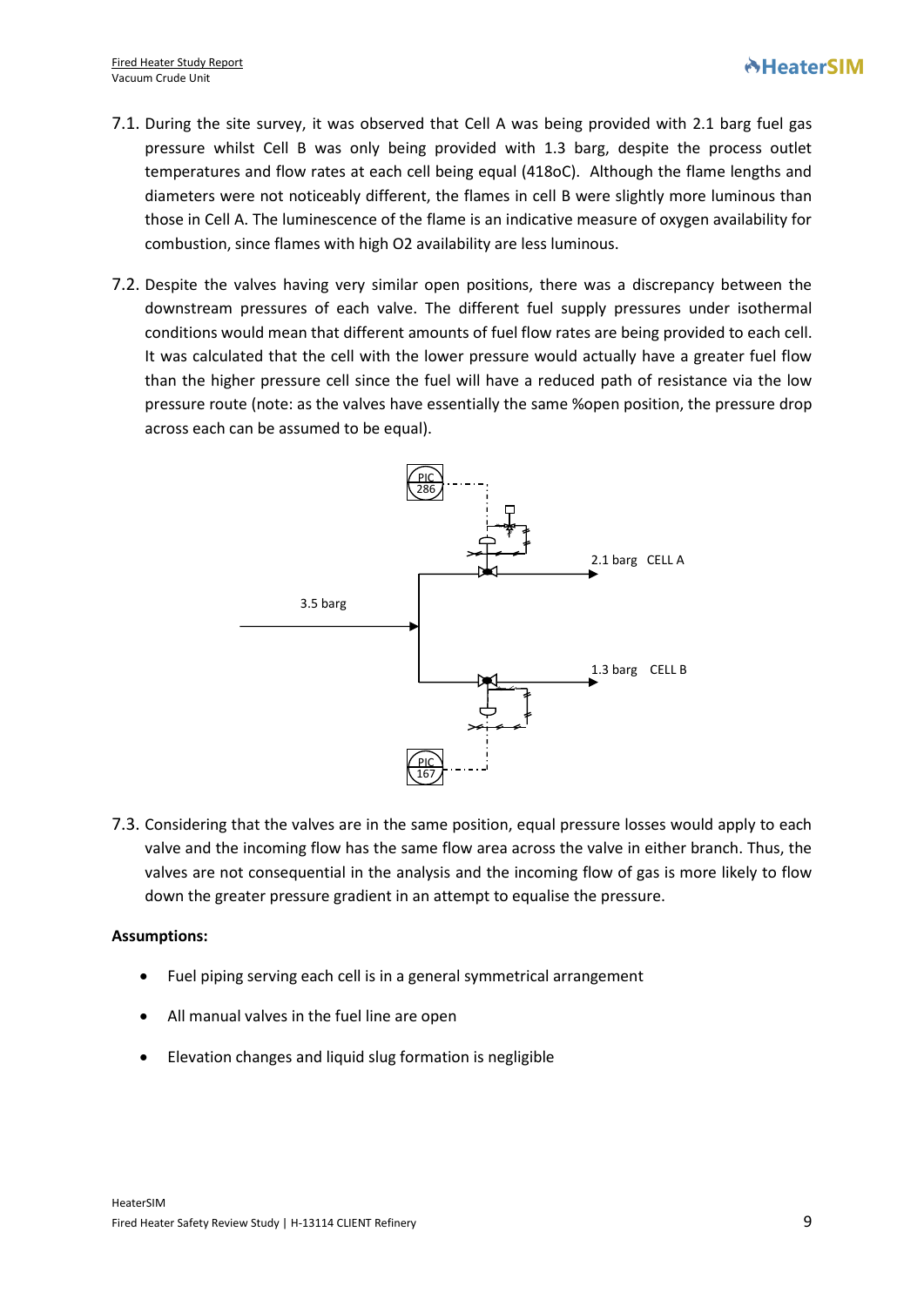7.1. During the site survey, it was observed that Cell A was being provided with 2.1 barg fuel gas pressure whilst Cell B was only being provided with 1.3 barg, despite the process outlet temperatures and flow rates at each cell being equal (418oC). Although the flame lengths and diameters were not noticeably different, the flames in cell B were slightly more luminous than those in Cell A. The luminescence of the flame is an indicative measure of oxygen availability for combustion, since flames with high O2 availability are less luminous.

7.2. Despite the valves having very similar open positions, there was a discrepancy between the downstream pressures of each valve. The different fuel supply pressures under isothermal conditions would mean that different amounts of fuel flow rates are being provided to each cell. It was calculated that the cell with the lower pressure would actually have a greater fuel flow than the higher pressure cell since the fuel will have a reduced path of resistance via the low pressure route (note: as the valves have essentially the same %open position, the pressure drop across each can be assumed to be equal).

PIC 286

2.1 barg CELL A

3.5 barg

1.3 barg CELL B

PIC 167

7.3. Considering that the valves are in the same position, equal pressure losses would apply to each valve and the incoming flow has the same flow area across the valve in either branch. Thus, the valves are not consequential in the analysis and the incoming flow of gas is more likely to flow down the greater pressure gradient in an attempt to equalise the pressure.

**Assumptions:**

- Fuel piping serving each cell is in a general symmetrical arrangement
- All manual valves in the fuel line are open
- Elevation changes and liquid slug formation is negligible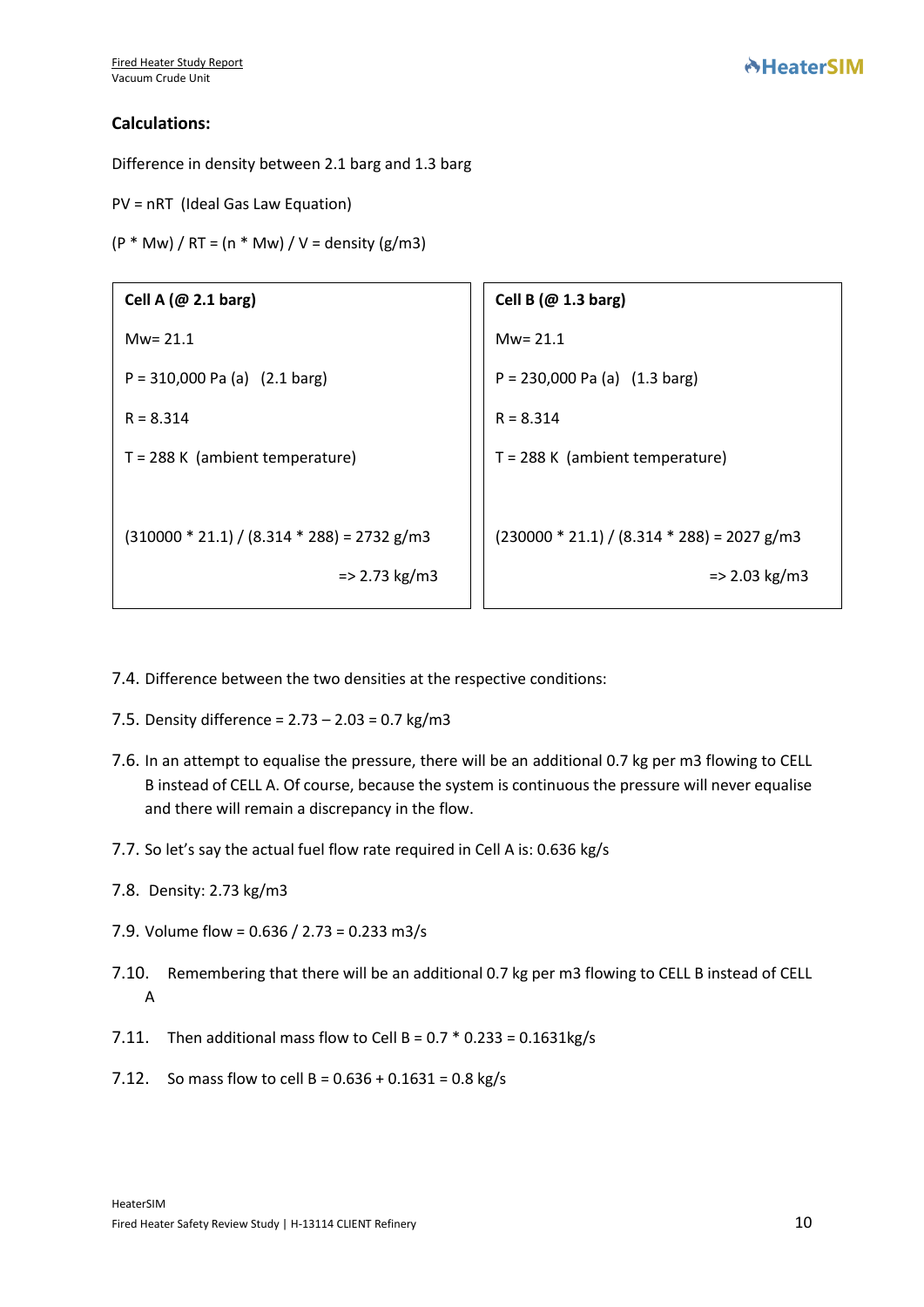**Calculations:**

Difference in density between 2.1 barg and 1.3 barg

PV = nRT (Ideal Gas Law Equation)

(P * Mw) / RT = (n * Mw) / V = density (g/m3)

| **Cell A (@ 2.1 barg)** | **Cell B (@ 1.3 barg)** |
|---|---|
| Mw= 21.1 | Mw= 21.1 |
| P = 310,000 Pa (a) (2.1 barg) | P = 230,000 Pa (a) (1.3 barg) |
| R = 8.314 | R = 8.314 |
| T = 288 K (ambient temperature) | T = 288 K (ambient temperature) |
| (310000 * 21.1) / (8.314 * 288) = 2732 g/m3 | (230000 * 21.1) / (8.314 * 288) = 2027 g/m3 |
| => 2.73 kg/m3 | => 2.03 kg/m3 |

7.4. Difference between the two densities at the respective conditions:

7.5. Density difference = 2.73 – 2.03 = 0.7 kg/m3

7.6. In an attempt to equalise the pressure, there will be an additional 0.7 kg per m3 flowing to CELL B instead of CELL A. Of course, because the system is continuous the pressure will never equalise and there will remain a discrepancy in the flow.

7.7. So let's say the actual fuel flow rate required in Cell A is: 0.636 kg/s

7.8. Density: 2.73 kg/m3

7.9. Volume flow = 0.636 / 2.73 = 0.233 m3/s

7.10. Remembering that there will be an additional 0.7 kg per m3 flowing to CELL B instead of CELL A

7.11. Then additional mass flow to Cell B = 0.7 * 0.233 = 0.1631kg/s

7.12. So mass flow to cell B = 0.636 + 0.1631 = 0.8 kg/s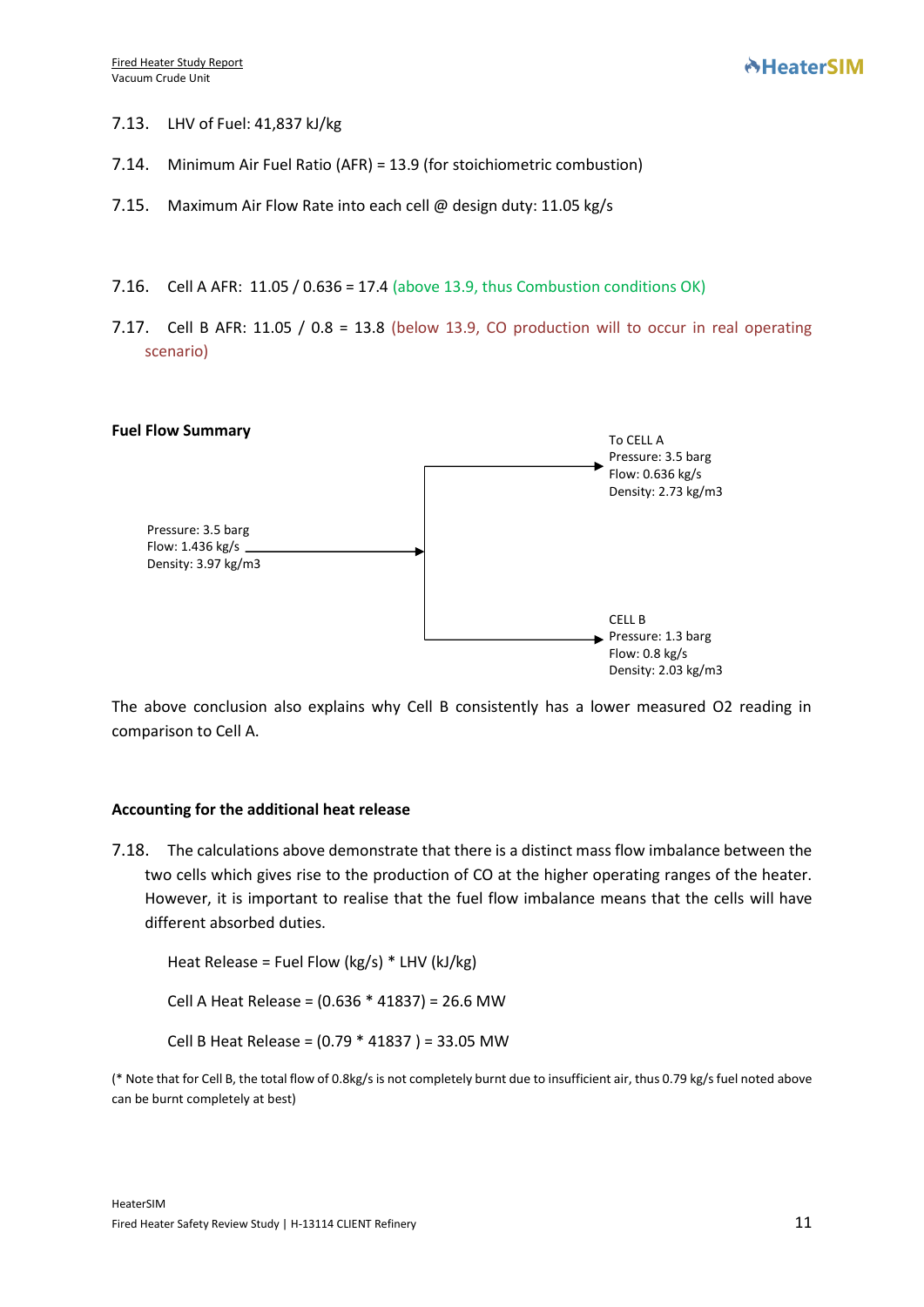7.13. LHV of Fuel: 41,837 kJ/kg

7.14. Minimum Air Fuel Ratio (AFR) = 13.9 (for stoichiometric combustion)

7.15. Maximum Air Flow Rate into each cell @ design duty: 11.05 kg/s

7.16. Cell A AFR: 11.05 / 0.636 = 17.4 (above 13.9, thus Combustion conditions OK)

7.17. Cell B AFR: 11.05 / 0.8 = 13.8 (below 13.9, CO production will to occur in real operating scenario)

**Fuel Flow Summary**

Pressure: 3.5 barg
Flow: 1.436 kg/s
Density: 3.97 kg/m3

To CELL A
Pressure: 3.5 barg
Flow: 0.636 kg/s
Density: 2.73 kg/m3

CELL B
Pressure: 1.3 barg
Flow: 0.8 kg/s
Density: 2.03 kg/m3

The above conclusion also explains why Cell B consistently has a lower measured O2 reading in comparison to Cell A.

**Accounting for the additional heat release**

7.18. The calculations above demonstrate that there is a distinct mass flow imbalance between the two cells which gives rise to the production of CO at the higher operating ranges of the heater. However, it is important to realise that the fuel flow imbalance means that the cells will have different absorbed duties.

Heat Release = Fuel Flow (kg/s) * LHV (kJ/kg)

Cell A Heat Release = (0.636 * 41837) = 26.6 MW

Cell B Heat Release = (0.79 * 41837 ) = 33.05 MW

(* Note that for Cell B, the total flow of 0.8kg/s is not completely burnt due to insufficient air, thus 0.79 kg/s fuel noted above can be burnt completely at best)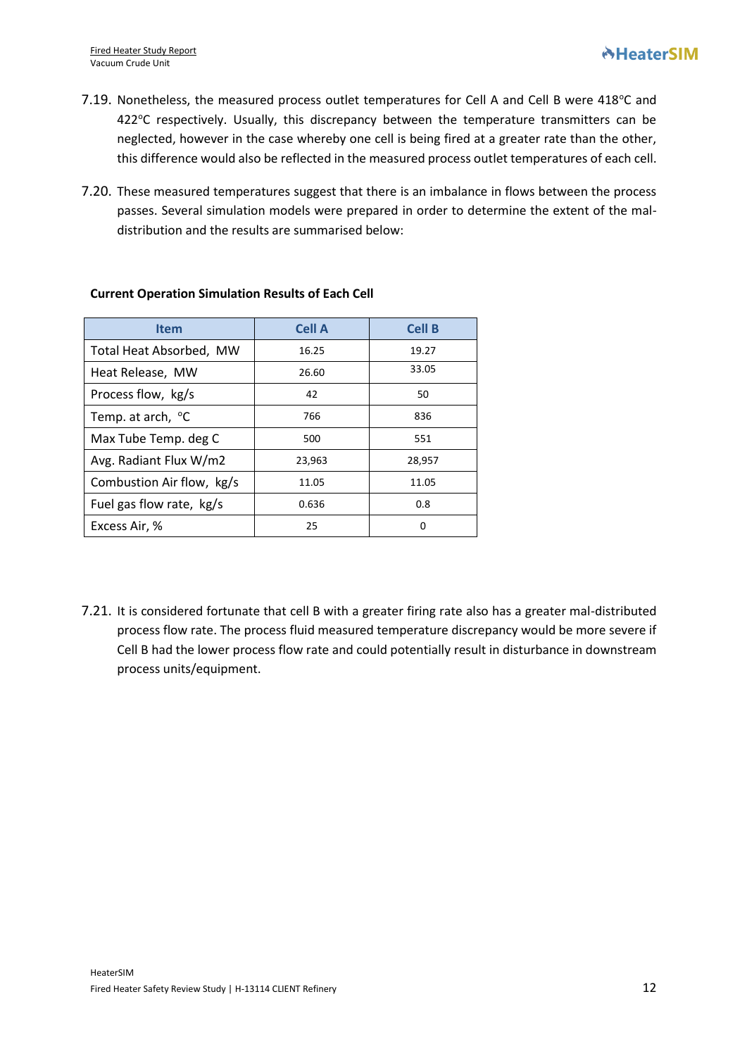7.19. Nonetheless, the measured process outlet temperatures for Cell A and Cell B were 418°C and 422°C respectively. Usually, this discrepancy between the temperature transmitters can be neglected, however in the case whereby one cell is being fired at a greater rate than the other, this difference would also be reflected in the measured process outlet temperatures of each cell.

7.20. These measured temperatures suggest that there is an imbalance in flows between the process passes. Several simulation models were prepared in order to determine the extent of the mal-distribution and the results are summarised below:

**Current Operation Simulation Results of Each Cell**

| Item | Cell A | Cell B |
|---|---|---|
| Total Heat Absorbed, MW | 16.25 | 19.27 |
| Heat Release, MW | 26.60 | 33.05 |
| Process flow, kg/s | 42 | 50 |
| Temp. at arch, °C | 766 | 836 |
| Max Tube Temp. deg C | 500 | 551 |
| Avg. Radiant Flux W/m2 | 23,963 | 28,957 |
| Combustion Air flow, kg/s | 11.05 | 11.05 |
| Fuel gas flow rate, kg/s | 0.636 | 0.8 |
| Excess Air, % | 25 | 0 |

7.21. It is considered fortunate that cell B with a greater firing rate also has a greater mal-distributed process flow rate. The process fluid measured temperature discrepancy would be more severe if Cell B had the lower process flow rate and could potentially result in disturbance in downstream process units/equipment.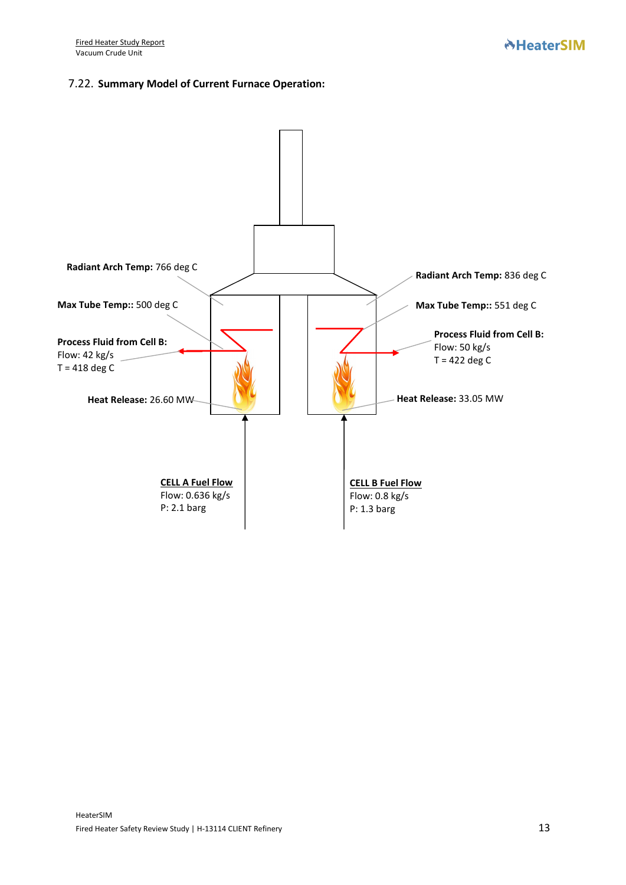## 7.22. Summary Model of Current Furnace Operation:

**Radiant Arch Temp:** 766 deg C

**Max Tube Temp::** 500 deg C

**Process Fluid from Cell B:**
Flow: 42 kg/s
T = 418 deg C

**Heat Release:** 26.60 MW

**Radiant Arch Temp:** 836 deg C

**Max Tube Temp::** 551 deg C

**Process Fluid from Cell B:**
Flow: 50 kg/s
T = 422 deg C

**Heat Release:** 33.05 MW

**CELL A Fuel Flow**
Flow: 0.636 kg/s
P: 2.1 barg

**CELL B Fuel Flow**
Flow: 0.8 kg/s
P: 1.3 barg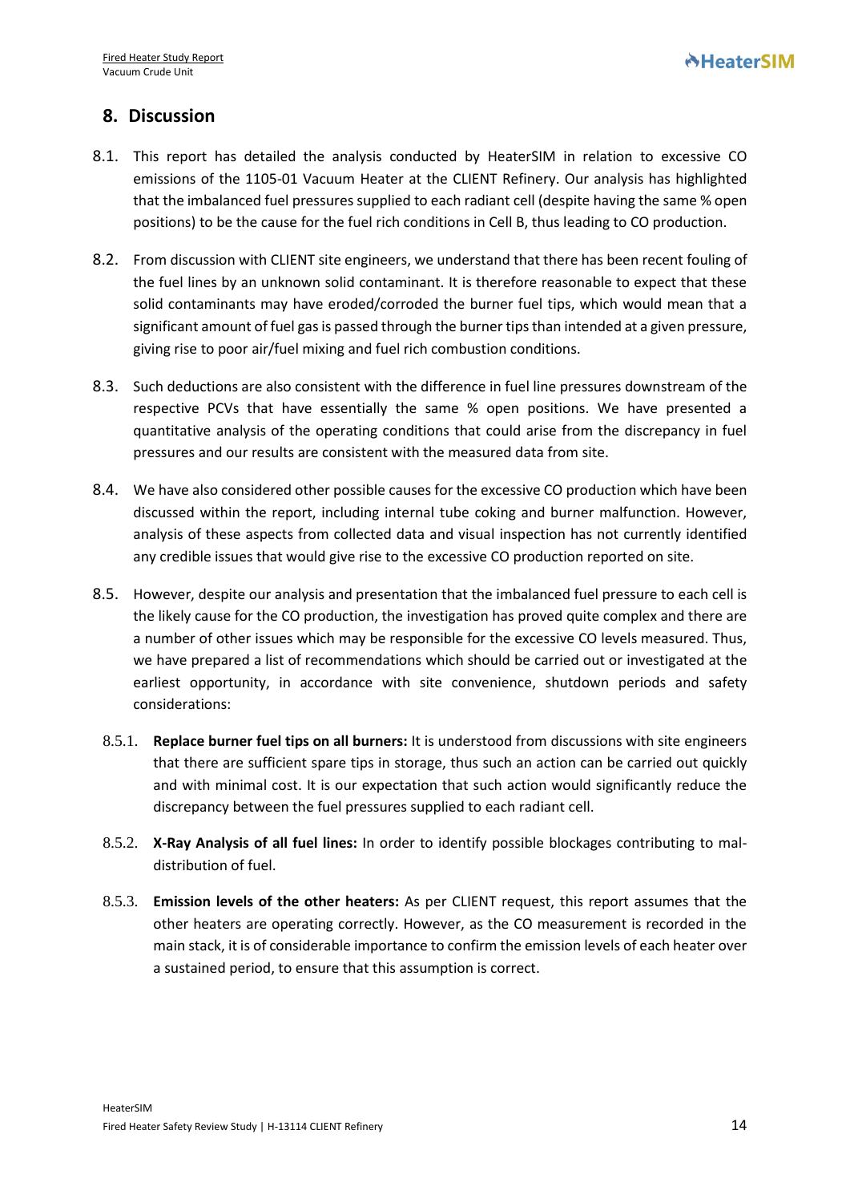## 8. Discussion

8.1. This report has detailed the analysis conducted by HeaterSIM in relation to excessive CO emissions of the 1105-01 Vacuum Heater at the CLIENT Refinery. Our analysis has highlighted that the imbalanced fuel pressures supplied to each radiant cell (despite having the same % open positions) to be the cause for the fuel rich conditions in Cell B, thus leading to CO production.

8.2. From discussion with CLIENT site engineers, we understand that there has been recent fouling of the fuel lines by an unknown solid contaminant. It is therefore reasonable to expect that these solid contaminants may have eroded/corroded the burner fuel tips, which would mean that a significant amount of fuel gas is passed through the burner tips than intended at a given pressure, giving rise to poor air/fuel mixing and fuel rich combustion conditions.

8.3. Such deductions are also consistent with the difference in fuel line pressures downstream of the respective PCVs that have essentially the same % open positions. We have presented a quantitative analysis of the operating conditions that could arise from the discrepancy in fuel pressures and our results are consistent with the measured data from site.

8.4. We have also considered other possible causes for the excessive CO production which have been discussed within the report, including internal tube coking and burner malfunction. However, analysis of these aspects from collected data and visual inspection has not currently identified any credible issues that would give rise to the excessive CO production reported on site.

8.5. However, despite our analysis and presentation that the imbalanced fuel pressure to each cell is the likely cause for the CO production, the investigation has proved quite complex and there are a number of other issues which may be responsible for the excessive CO levels measured. Thus, we have prepared a list of recommendations which should be carried out or investigated at the earliest opportunity, in accordance with site convenience, shutdown periods and safety considerations:

8.5.1. **Replace burner fuel tips on all burners:** It is understood from discussions with site engineers that there are sufficient spare tips in storage, thus such an action can be carried out quickly and with minimal cost. It is our expectation that such action would significantly reduce the discrepancy between the fuel pressures supplied to each radiant cell.

8.5.2. **X-Ray Analysis of all fuel lines:** In order to identify possible blockages contributing to mal-distribution of fuel.

8.5.3. **Emission levels of the other heaters:** As per CLIENT request, this report assumes that the other heaters are operating correctly. However, as the CO measurement is recorded in the main stack, it is of considerable importance to confirm the emission levels of each heater over a sustained period, to ensure that this assumption is correct.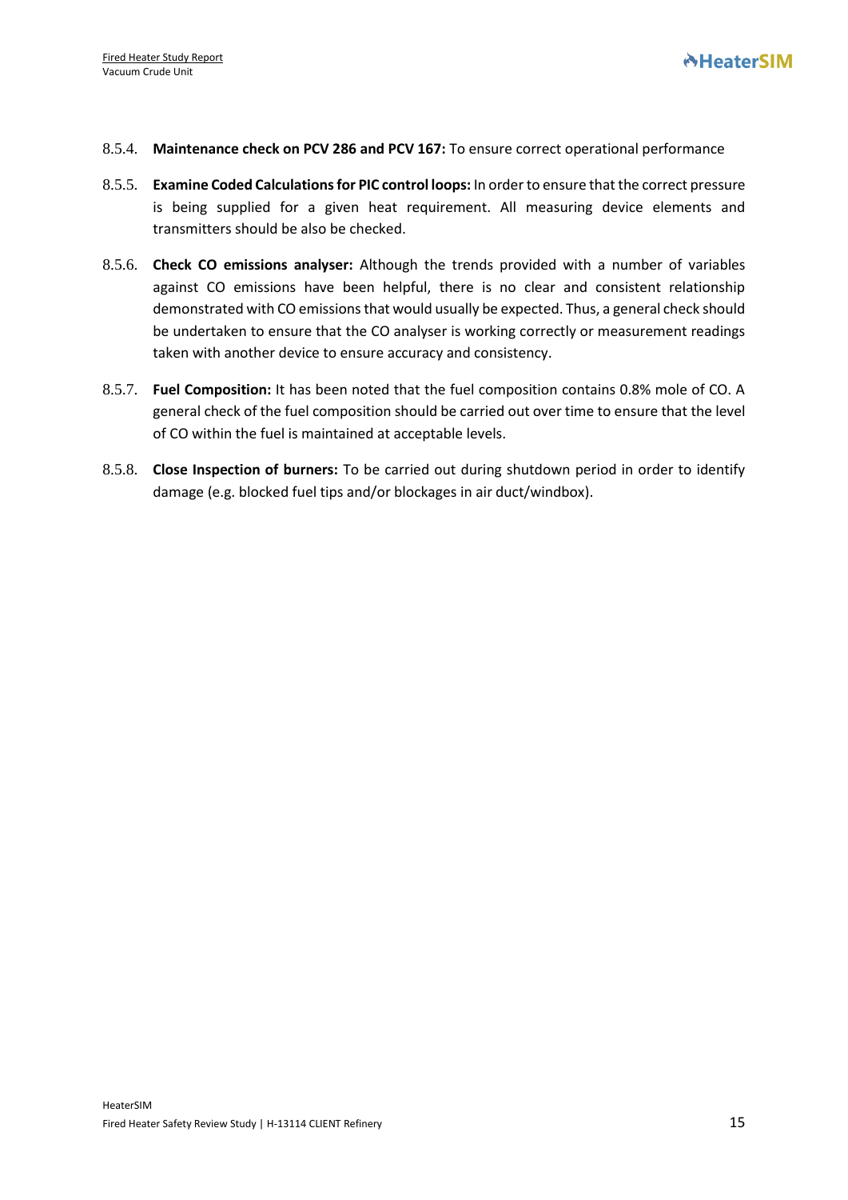8.5.4. **Maintenance check on PCV 286 and PCV 167:** To ensure correct operational performance

8.5.5. **Examine Coded Calculations for PIC control loops:** In order to ensure that the correct pressure is being supplied for a given heat requirement. All measuring device elements and transmitters should be also be checked.

8.5.6. **Check CO emissions analyser:** Although the trends provided with a number of variables against CO emissions have been helpful, there is no clear and consistent relationship demonstrated with CO emissions that would usually be expected. Thus, a general check should be undertaken to ensure that the CO analyser is working correctly or measurement readings taken with another device to ensure accuracy and consistency.

8.5.7. **Fuel Composition:** It has been noted that the fuel composition contains 0.8% mole of CO. A general check of the fuel composition should be carried out over time to ensure that the level of CO within the fuel is maintained at acceptable levels.

8.5.8. **Close Inspection of burners:** To be carried out during shutdown period in order to identify damage (e.g. blocked fuel tips and/or blockages in air duct/windbox).